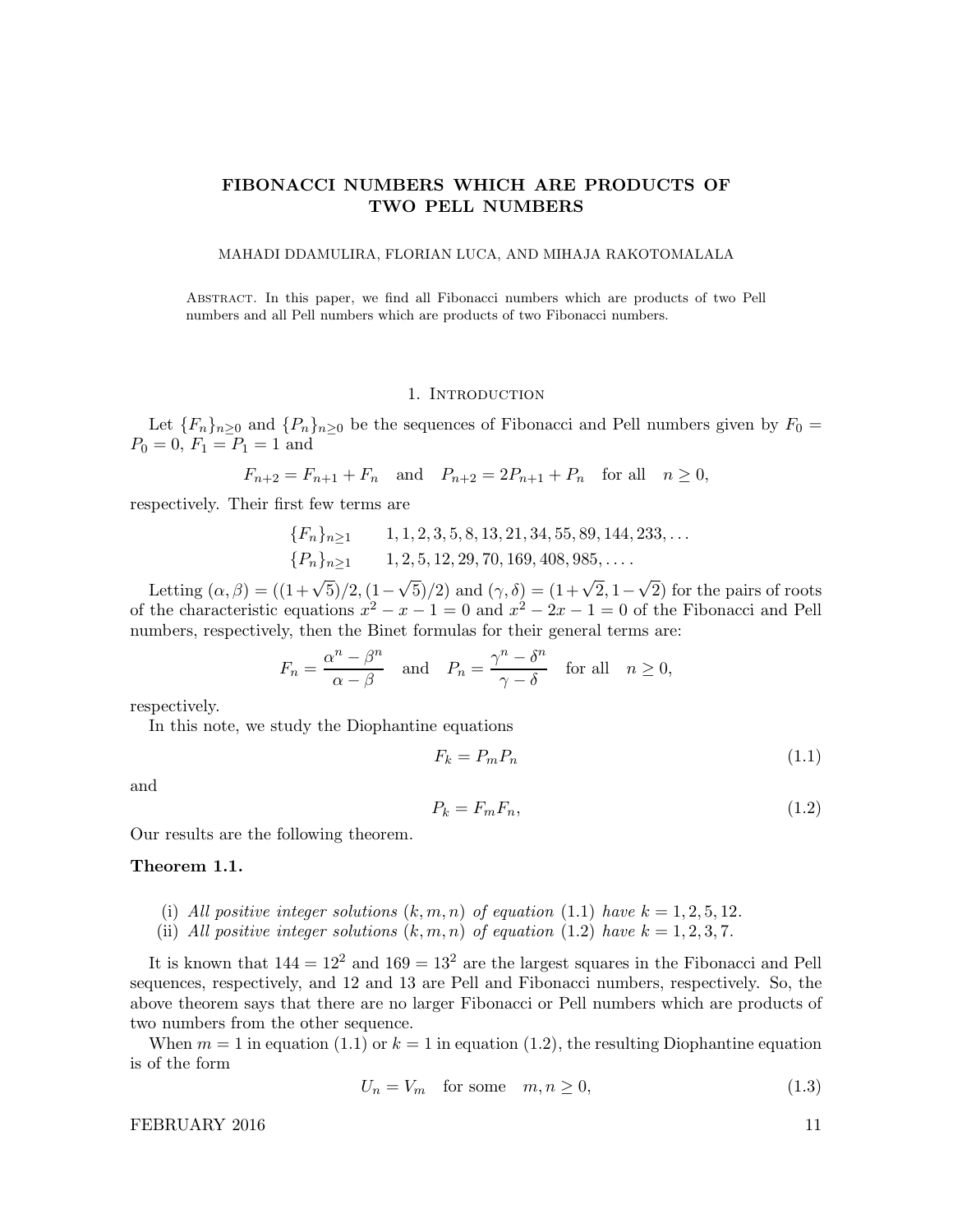# FIBONACCI NUMBERS WHICH ARE PRODUCTS OF TWO PELL NUMBERS

MAHADI DDAMULIRA, FLORIAN LUCA, AND MIHAJA RAKOTOMALALA

Abstract. In this paper, we find all Fibonacci numbers which are products of two Pell numbers and all Pell numbers which are products of two Fibonacci numbers.

## 1. Introduction

Let $\{F_n\}_{n\ge 0}$ and $\{P_n\}_{n\ge 0}$ be the sequences of Fibonacci and Pell numbers given by $F_0 = P_0 = 0$, $F_1 = P_1 = 1$ and

$$F_{n+2} = F_{n+1} + F_n \quad \text{and} \quad P_{n+2} = 2P_{n+1} + P_n \quad \text{for all} \quad n \ge 0,$$

respectively. Their first few terms are

$$\{F_n\}_{n\ge 1} \qquad 1, 1, 2, 3, 5, 8, 13, 21, 34, 55, 89, 144, 233, \ldots$$
$$\{P_n\}_{n\ge 1} \qquad 1, 2, 5, 12, 29, 70, 169, 408, 985, \ldots.$$

Letting $(\alpha, \beta) = ((1+\sqrt{5})/2, (1-\sqrt{5})/2)$ and $(\gamma, \delta) = (1+\sqrt{2}, 1-\sqrt{2})$ for the pairs of roots of the characteristic equations $x^2 - x - 1 = 0$ and $x^2 - 2x - 1 = 0$ of the Fibonacci and Pell numbers, respectively, then the Binet formulas for their general terms are:

$$F_n = \frac{\alpha^n - \beta^n}{\alpha - \beta} \quad \text{and} \quad P_n = \frac{\gamma^n - \delta^n}{\gamma - \delta} \quad \text{for all} \quad n \ge 0,$$

respectively.

In this note, we study the Diophantine equations

$$F_k = P_m P_n \tag{1.1}$$

and

$$P_k = F_m F_n, \tag{1.2}$$

Our results are the following theorem.

**Theorem 1.1.**

(i) *All positive integer solutions* $(k, m, n)$ *of equation* (1.1) *have* $k = 1, 2, 5, 12$.
(ii) *All positive integer solutions* $(k, m, n)$ *of equation* (1.2) *have* $k = 1, 2, 3, 7$.

It is known that $144 = 12^2$ and $169 = 13^2$ are the largest squares in the Fibonacci and Pell sequences, respectively, and 12 and 13 are Pell and Fibonacci numbers, respectively. So, the above theorem says that there are no larger Fibonacci or Pell numbers which are products of two numbers from the other sequence.

When $m = 1$ in equation (1.1) or $k = 1$ in equation (1.2), the resulting Diophantine equation is of the form

$$U_n = V_m \quad \text{for some} \quad m, n \ge 0, \tag{1.3}$$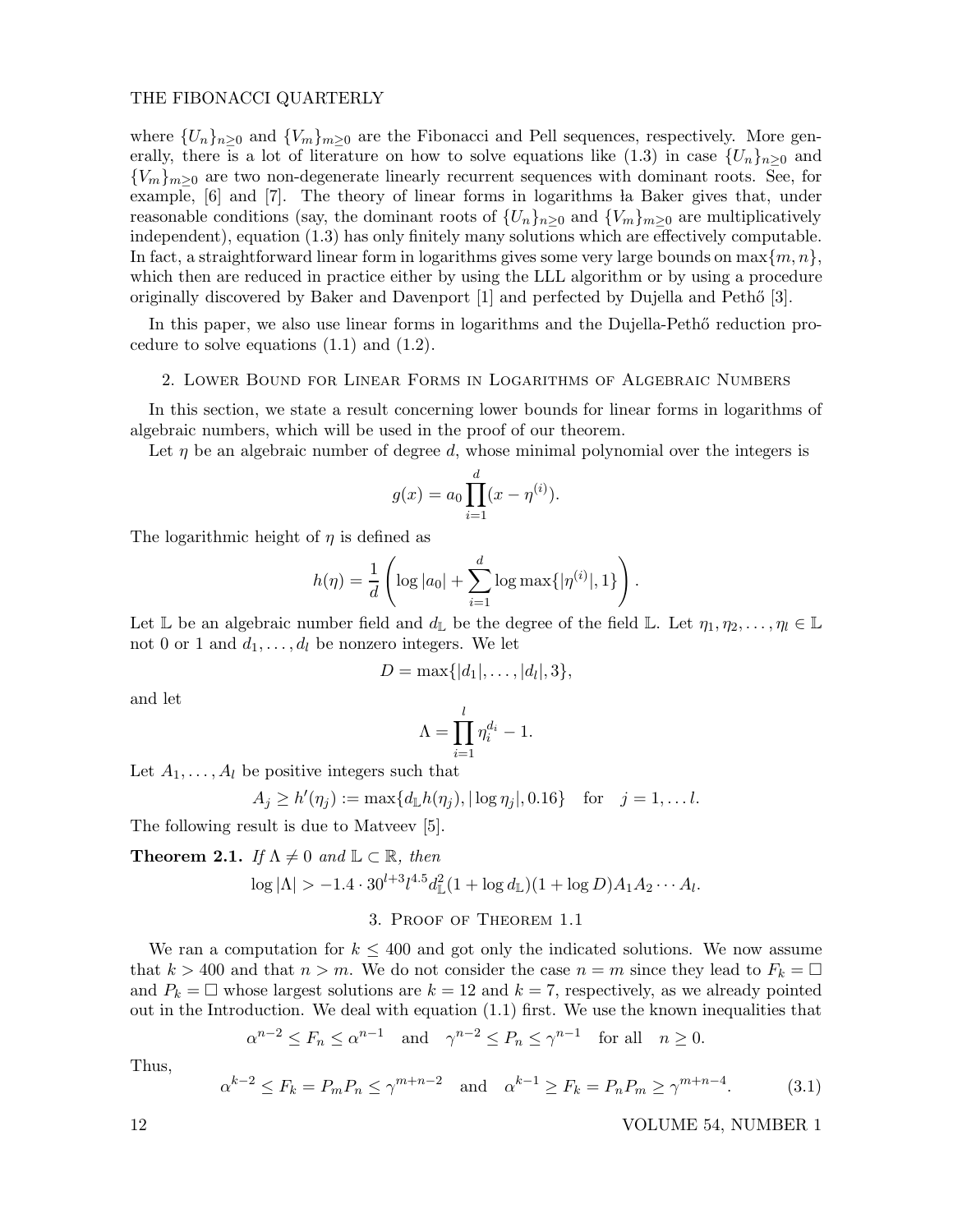where $\{U_n\}_{n\geq 0}$ and $\{V_m\}_{m\geq 0}$ are the Fibonacci and Pell sequences, respectively. More generally, there is a lot of literature on how to solve equations like (1.3) in case $\{U_n\}_{n\geq 0}$ and $\{V_m\}_{m\geq 0}$ are two non-degenerate linearly recurrent sequences with dominant roots. See, for example, [6] and [7]. The theory of linear forms in logarithms ła Baker gives that, under reasonable conditions (say, the dominant roots of $\{U_n\}_{n\geq 0}$ and $\{V_m\}_{m\geq 0}$ are multiplicatively independent), equation (1.3) has only finitely many solutions which are effectively computable. In fact, a straightforward linear form in logarithms gives some very large bounds on $\max\{m, n\}$, which then are reduced in practice either by using the LLL algorithm or by using a procedure originally discovered by Baker and Davenport [1] and perfected by Dujella and Pethő [3].

In this paper, we also use linear forms in logarithms and the Dujella-Pethő reduction procedure to solve equations (1.1) and (1.2).

## 2. Lower Bound for Linear Forms in Logarithms of Algebraic Numbers

In this section, we state a result concerning lower bounds for linear forms in logarithms of algebraic numbers, which will be used in the proof of our theorem.

Let $\eta$ be an algebraic number of degree $d$, whose minimal polynomial over the integers is

$$g(x) = a_0 \prod_{i=1}^{d} (x - \eta^{(i)}).$$

The logarithmic height of $\eta$ is defined as

$$h(\eta) = \frac{1}{d}\left(\log|a_0| + \sum_{i=1}^{d} \log\max\{|\eta^{(i)}|, 1\}\right).$$

Let $\mathbb{L}$ be an algebraic number field and $d_{\mathbb{L}}$ be the degree of the field $\mathbb{L}$. Let $\eta_1, \eta_2, \ldots, \eta_l \in \mathbb{L}$ not 0 or 1 and $d_1, \ldots, d_l$ be nonzero integers. We let

$$D = \max\{|d_1|, \ldots, |d_l|, 3\},$$

and let

$$\Lambda = \prod_{i=1}^{l} \eta_i^{d_i} - 1.$$

Let $A_1, \ldots, A_l$ be positive integers such that

$$A_j \geq h'(\eta_j) := \max\{d_{\mathbb{L}} h(\eta_j), |\log \eta_j|, 0.16\} \quad \text{for} \quad j = 1, \ldots l.$$

The following result is due to Matveev [5].

**Theorem 2.1.** *If $\Lambda \neq 0$ and $\mathbb{L} \subset \mathbb{R}$, then*

$$\log|\Lambda| > -1.4 \cdot 30^{l+3} l^{4.5} d_{\mathbb{L}}^2 (1 + \log d_{\mathbb{L}})(1 + \log D) A_1 A_2 \cdots A_l.$$

## 3. Proof of Theorem 1.1

We ran a computation for $k \leq 400$ and got only the indicated solutions. We now assume that $k > 400$ and that $n > m$. We do not consider the case $n = m$ since they lead to $F_k = \square$ and $P_k = \square$ whose largest solutions are $k = 12$ and $k = 7$, respectively, as we already pointed out in the Introduction. We deal with equation (1.1) first. We use the known inequalities that

$$\alpha^{n-2} \leq F_n \leq \alpha^{n-1} \quad \text{and} \quad \gamma^{n-2} \leq P_n \leq \gamma^{n-1} \quad \text{for all} \quad n \geq 0.$$

Thus,

$$\alpha^{k-2} \leq F_k = P_m P_n \leq \gamma^{m+n-2} \quad \text{and} \quad \alpha^{k-1} \geq F_k = P_n P_m \geq \gamma^{m+n-4}. \tag{3.1}$$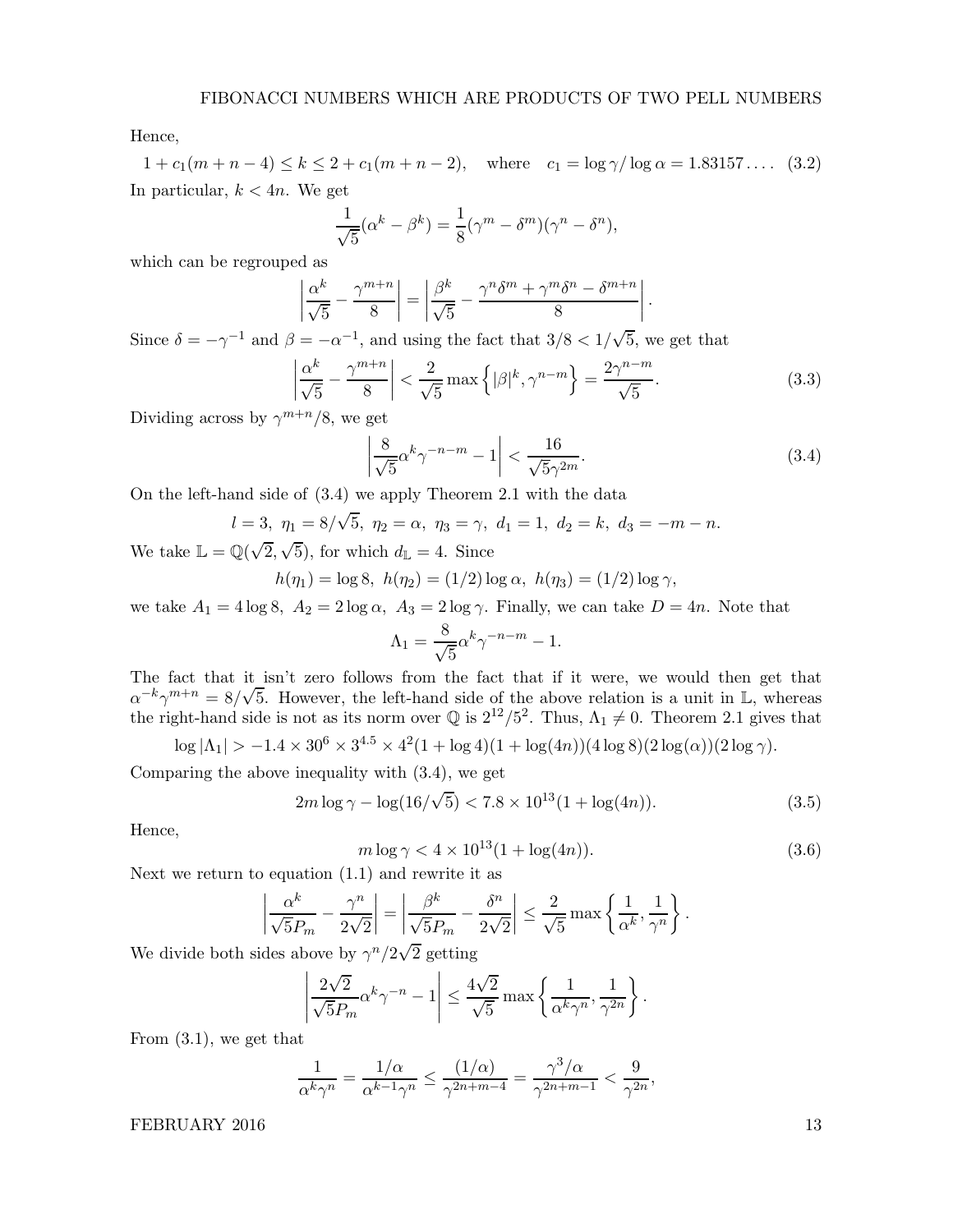Hence,

$$1 + c_1(m + n - 4) \leq k \leq 2 + c_1(m + n - 2), \quad \text{where} \quad c_1 = \log \gamma / \log \alpha = 1.83157\ldots. \tag{3.2}$$

In particular, $k < 4n$. We get

$$\frac{1}{\sqrt{5}}(\alpha^k - \beta^k) = \frac{1}{8}(\gamma^m - \delta^m)(\gamma^n - \delta^n),$$

which can be regrouped as

$$\left| \frac{\alpha^k}{\sqrt{5}} - \frac{\gamma^{m+n}}{8} \right| = \left| \frac{\beta^k}{\sqrt{5}} - \frac{\gamma^n \delta^m + \gamma^m \delta^n - \delta^{m+n}}{8} \right|.$$

Since $\delta = -\gamma^{-1}$ and $\beta = -\alpha^{-1}$, and using the fact that $3/8 < 1/\sqrt{5}$, we get that

$$\left| \frac{\alpha^k}{\sqrt{5}} - \frac{\gamma^{m+n}}{8} \right| < \frac{2}{\sqrt{5}} \max\left\{ |\beta|^k, \gamma^{n-m} \right\} = \frac{2\gamma^{n-m}}{\sqrt{5}}. \tag{3.3}$$

Dividing across by $\gamma^{m+n}/8$, we get

$$\left| \frac{8}{\sqrt{5}} \alpha^k \gamma^{-n-m} - 1 \right| < \frac{16}{\sqrt{5}\gamma^{2m}}. \tag{3.4}$$

On the left-hand side of (3.4) we apply Theorem 2.1 with the data

$$l = 3,\ \eta_1 = 8/\sqrt{5},\ \eta_2 = \alpha,\ \eta_3 = \gamma,\ d_1 = 1,\ d_2 = k,\ d_3 = -m - n.$$

We take $\mathbb{L} = \mathbb{Q}(\sqrt{2}, \sqrt{5})$, for which $d_{\mathbb{L}} = 4$. Since

$$h(\eta_1) = \log 8,\ h(\eta_2) = (1/2)\log \alpha,\ h(\eta_3) = (1/2)\log \gamma,$$

we take $A_1 = 4\log 8,\ A_2 = 2\log \alpha,\ A_3 = 2\log \gamma$. Finally, we can take $D = 4n$. Note that

$$\Lambda_1 = \frac{8}{\sqrt{5}} \alpha^k \gamma^{-n-m} - 1.$$

The fact that it isn't zero follows from the fact that if it were, we would then get that $\alpha^{-k}\gamma^{m+n} = 8/\sqrt{5}$. However, the left-hand side of the above relation is a unit in $\mathbb{L}$, whereas the right-hand side is not as its norm over $\mathbb{Q}$ is $2^{12}/5^2$. Thus, $\Lambda_1 \neq 0$. Theorem 2.1 gives that

$$\log |\Lambda_1| > -1.4 \times 30^6 \times 3^{4.5} \times 4^2(1 + \log 4)(1 + \log(4n))(4\log 8)(2\log(\alpha))(2\log \gamma).$$

Comparing the above inequality with (3.4), we get

$$2m \log \gamma - \log(16/\sqrt{5}) < 7.8 \times 10^{13}(1 + \log(4n)). \tag{3.5}$$

Hence,

$$m \log \gamma < 4 \times 10^{13}(1 + \log(4n)). \tag{3.6}$$

Next we return to equation (1.1) and rewrite it as

$$\left| \frac{\alpha^k}{\sqrt{5}P_m} - \frac{\gamma^n}{2\sqrt{2}} \right| = \left| \frac{\beta^k}{\sqrt{5}P_m} - \frac{\delta^n}{2\sqrt{2}} \right| \leq \frac{2}{\sqrt{5}} \max\left\{ \frac{1}{\alpha^k}, \frac{1}{\gamma^n} \right\}.$$

We divide both sides above by $\gamma^n/2\sqrt{2}$ getting

$$\left| \frac{2\sqrt{2}}{\sqrt{5}P_m} \alpha^k \gamma^{-n} - 1 \right| \leq \frac{4\sqrt{2}}{\sqrt{5}} \max\left\{ \frac{1}{\alpha^k \gamma^n}, \frac{1}{\gamma^{2n}} \right\}.$$

From (3.1), we get that

$$\frac{1}{\alpha^k \gamma^n} = \frac{1/\alpha}{\alpha^{k-1}\gamma^n} \leq \frac{(1/\alpha)}{\gamma^{2n+m-4}} = \frac{\gamma^3/\alpha}{\gamma^{2n+m-1}} < \frac{9}{\gamma^{2n}},$$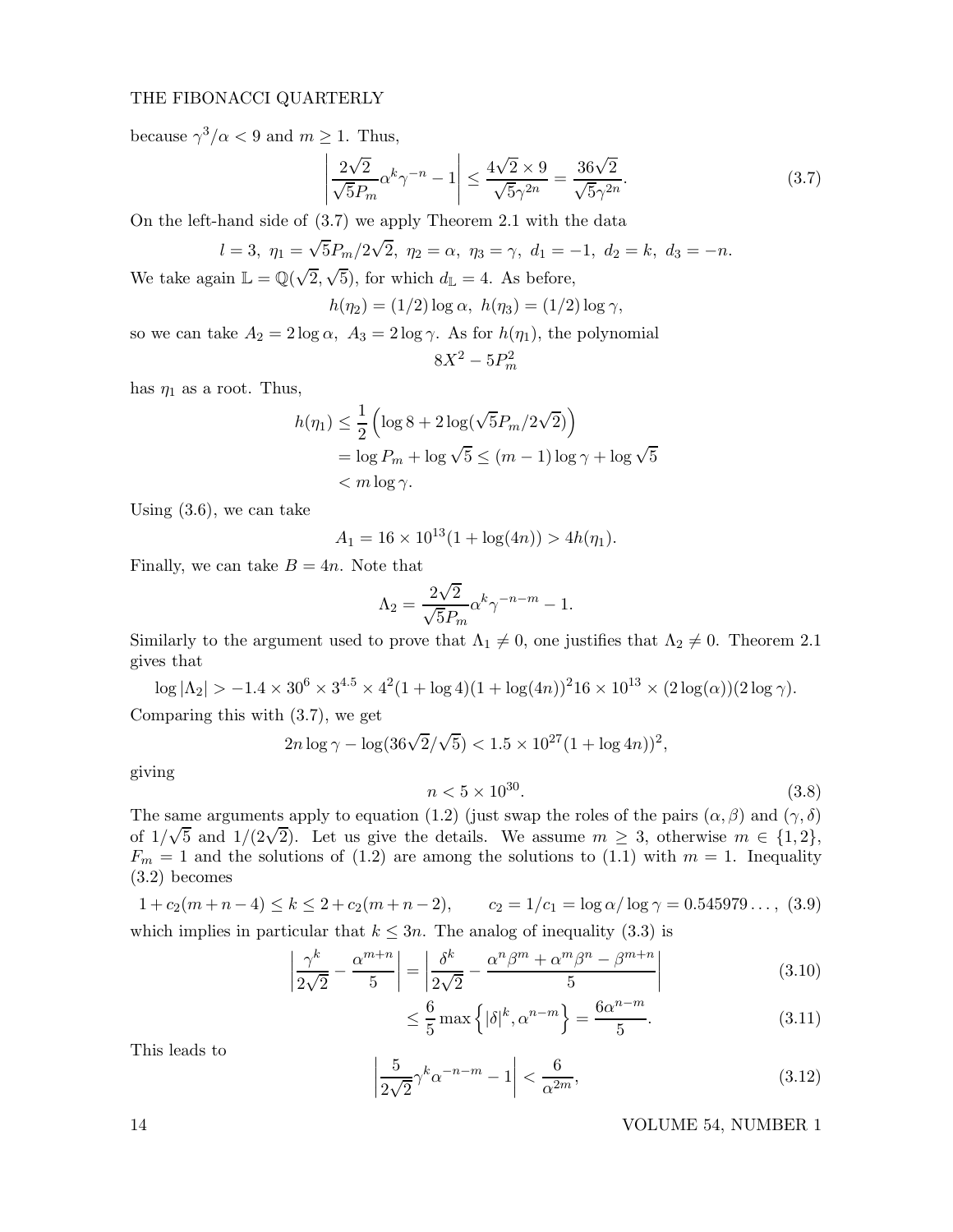because $\gamma^3/\alpha < 9$ and $m \geq 1$. Thus,

$$\left| \frac{2\sqrt{2}}{\sqrt{5}P_m}\alpha^k\gamma^{-n} - 1 \right| \leq \frac{4\sqrt{2}\times 9}{\sqrt{5}\gamma^{2n}} = \frac{36\sqrt{2}}{\sqrt{5}\gamma^{2n}}. \tag{3.7}$$

On the left-hand side of (3.7) we apply Theorem 2.1 with the data

$$l = 3,\ \eta_1 = \sqrt{5}P_m/2\sqrt{2},\ \eta_2 = \alpha,\ \eta_3 = \gamma,\ d_1 = -1,\ d_2 = k,\ d_3 = -n.$$

We take again $\mathbb{L} = \mathbb{Q}(\sqrt{2}, \sqrt{5})$, for which $d_{\mathbb{L}} = 4$. As before,

$$h(\eta_2) = (1/2)\log\alpha,\ h(\eta_3) = (1/2)\log\gamma,$$

so we can take $A_2 = 2\log\alpha,\ A_3 = 2\log\gamma$. As for $h(\eta_1)$, the polynomial

$$8X^2 - 5P_m^2$$

has $\eta_1$ as a root. Thus,

$$\begin{aligned} h(\eta_1) &\leq \frac{1}{2}\left(\log 8 + 2\log(\sqrt{5}P_m/2\sqrt{2})\right) \\ &= \log P_m + \log\sqrt{5} \leq (m-1)\log\gamma + \log\sqrt{5} \\ &< m\log\gamma. \end{aligned}$$

Using (3.6), we can take

$$A_1 = 16\times 10^{13}(1+\log(4n)) > 4h(\eta_1).$$

Finally, we can take $B = 4n$. Note that

$$\Lambda_2 = \frac{2\sqrt{2}}{\sqrt{5}P_m}\alpha^k\gamma^{-n-m} - 1.$$

Similarly to the argument used to prove that $\Lambda_1 \neq 0$, one justifies that $\Lambda_2 \neq 0$. Theorem 2.1 gives that

$$\log|\Lambda_2| > -1.4\times 30^6\times 3^{4.5}\times 4^2(1+\log 4)(1+\log(4n))^2 16\times 10^{13}\times(2\log(\alpha))(2\log\gamma).$$

Comparing this with (3.7), we get

$$2n\log\gamma - \log(36\sqrt{2}/\sqrt{5}) < 1.5\times 10^{27}(1+\log 4n))^2,$$

giving

$$n < 5\times 10^{30}. \tag{3.8}$$

The same arguments apply to equation (1.2) (just swap the roles of the pairs $(\alpha,\beta)$ and $(\gamma,\delta)$ of $1/\sqrt{5}$ and $1/(2\sqrt{2})$. Let us give the details. We assume $m \geq 3$, otherwise $m \in \{1,2\}$, $F_m = 1$ and the solutions of (1.2) are among the solutions to (1.1) with $m = 1$. Inequality (3.2) becomes

$$1 + c_2(m+n-4) \leq k \leq 2 + c_2(m+n-2), \qquad c_2 = 1/c_1 = \log\alpha/\log\gamma = 0.545979\ldots, \tag{3.9}$$

which implies in particular that $k \leq 3n$. The analog of inequality (3.3) is

$$\left| \frac{\gamma^k}{2\sqrt{2}} - \frac{\alpha^{m+n}}{5} \right| = \left| \frac{\delta^k}{2\sqrt{2}} - \frac{\alpha^n\beta^m + \alpha^m\beta^n - \beta^{m+n}}{5} \right| \tag{3.10}$$

$$\leq \frac{6}{5}\max\left\{|\delta|^k, \alpha^{n-m}\right\} = \frac{6\alpha^{n-m}}{5}. \tag{3.11}$$

This leads to

$$\left| \frac{5}{2\sqrt{2}}\gamma^k\alpha^{-n-m} - 1 \right| < \frac{6}{\alpha^{2m}}, \tag{3.12}$$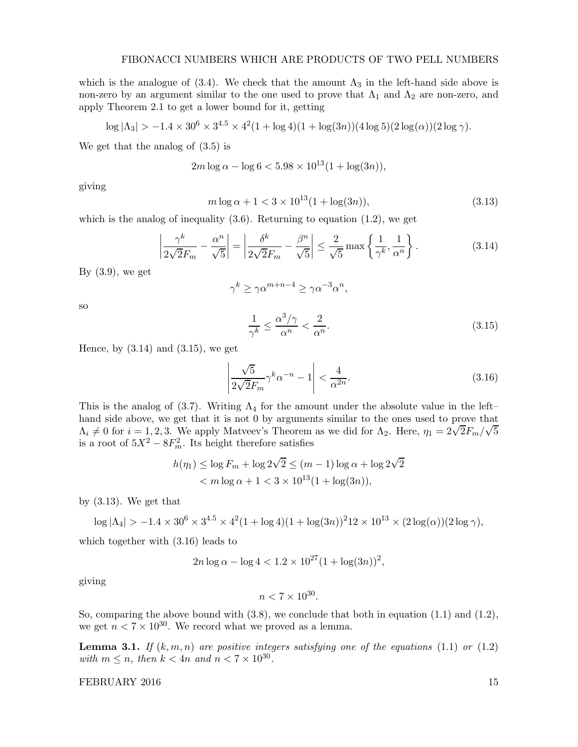which is the analogue of (3.4). We check that the amount $\Lambda_3$ in the left-hand side above is non-zero by an argument similar to the one used to prove that $\Lambda_1$ and $\Lambda_2$ are non-zero, and apply Theorem 2.1 to get a lower bound for it, getting

$$\log|\Lambda_3| > -1.4 \times 30^6 \times 3^{4.5} \times 4^2(1+\log 4)(1+\log(3n))(4\log 5)(2\log(\alpha))(2\log\gamma).$$

We get that the analog of (3.5) is

$$2m\log\alpha - \log 6 < 5.98 \times 10^{13}(1+\log(3n)),$$

giving

$$m\log\alpha + 1 < 3 \times 10^{13}(1+\log(3n)), \tag{3.13}$$

which is the analog of inequality (3.6). Returning to equation (1.2), we get

$$\left|\frac{\gamma^k}{2\sqrt{2}F_m} - \frac{\alpha^n}{\sqrt{5}}\right| = \left|\frac{\delta^k}{2\sqrt{2}F_m} - \frac{\beta^n}{\sqrt{5}}\right| \le \frac{2}{\sqrt{5}}\max\left\{\frac{1}{\gamma^k}, \frac{1}{\alpha^n}\right\}. \tag{3.14}$$

By (3.9), we get

$$\gamma^k \ge \gamma\alpha^{m+n-4} \ge \gamma\alpha^{-3}\alpha^n,$$

so

$$\frac{1}{\gamma^k} \le \frac{\alpha^3/\gamma}{\alpha^n} < \frac{2}{\alpha^n}. \tag{3.15}$$

Hence, by (3.14) and (3.15), we get

$$\left|\frac{\sqrt{5}}{2\sqrt{2}F_m}\gamma^k\alpha^{-n} - 1\right| < \frac{4}{\alpha^{2n}}. \tag{3.16}$$

This is the analog of (3.7). Writing $\Lambda_4$ for the amount under the absolute value in the left–hand side above, we get that it is not 0 by arguments similar to the ones used to prove that $\Lambda_i \ne 0$ for $i = 1, 2, 3$. We apply Matveev's Theorem as we did for $\Lambda_2$. Here, $\eta_1 = 2\sqrt{2}F_m/\sqrt{5}$ is a root of $5X^2 - 8F_m^2$. Its height therefore satisfies

$$\begin{aligned} h(\eta_1) &\le \log F_m + \log 2\sqrt{2} \le (m-1)\log\alpha + \log 2\sqrt{2} \\ &< m\log\alpha + 1 < 3 \times 10^{13}(1+\log(3n)), \end{aligned}$$

by (3.13). We get that

$$\log|\Lambda_4| > -1.4 \times 30^6 \times 3^{4.5} \times 4^2(1+\log 4)(1+\log(3n))^2 12 \times 10^{13} \times (2\log(\alpha))(2\log\gamma),$$

which together with (3.16) leads to

$$2n\log\alpha - \log 4 < 1.2 \times 10^{27}(1+\log(3n))^2,$$

giving

$$n < 7 \times 10^{30}.$$

So, comparing the above bound with (3.8), we conclude that both in equation (1.1) and (1.2), we get $n < 7 \times 10^{30}$. We record what we proved as a lemma.

**Lemma 3.1.** *If $(k, m, n)$ are positive integers satisfying one of the equations (1.1) or (1.2) with $m \le n$, then $k < 4n$ and $n < 7 \times 10^{30}$.*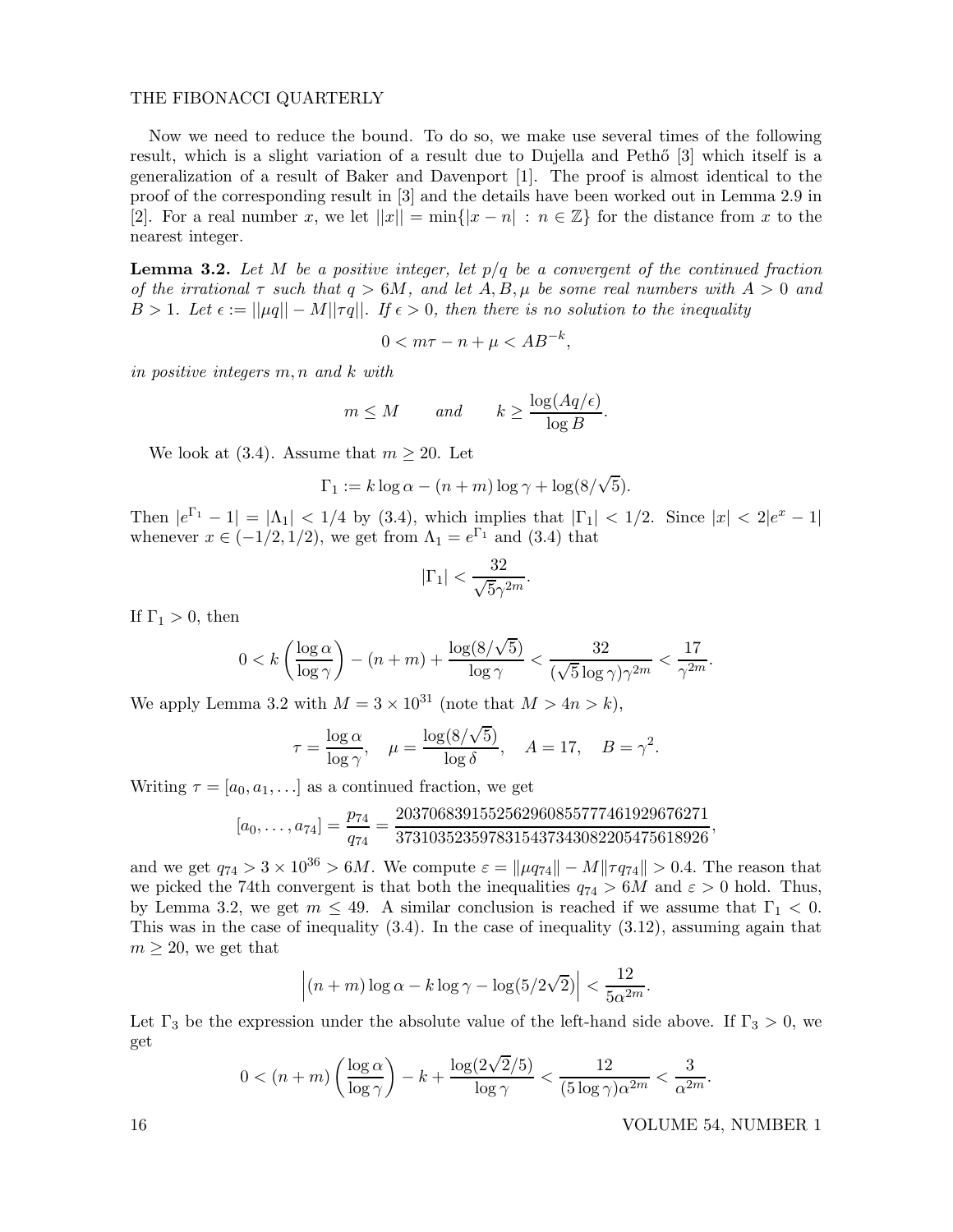Now we need to reduce the bound. To do so, we make use several times of the following result, which is a slight variation of a result due to Dujella and Pethő [3] which itself is a generalization of a result of Baker and Davenport [1]. The proof is almost identical to the proof of the corresponding result in [3] and the details have been worked out in Lemma 2.9 in [2]. For a real number $x$, we let $||x|| = \min\{|x - n| : n \in \mathbb{Z}\}$ for the distance from $x$ to the nearest integer.

**Lemma 3.2.** *Let $M$ be a positive integer, let $p/q$ be a convergent of the continued fraction of the irrational $\tau$ such that $q > 6M$, and let $A, B, \mu$ be some real numbers with $A > 0$ and $B > 1$. Let $\epsilon := ||\mu q|| - M||\tau q||$. If $\epsilon > 0$, then there is no solution to the inequality*

$$0 < m\tau - n + \mu < AB^{-k},$$

*in positive integers $m, n$ and $k$ with*

$$m \le M \qquad \text{and} \qquad k \ge \frac{\log(Aq/\epsilon)}{\log B}.$$

We look at (3.4). Assume that $m \ge 20$. Let

$$\Gamma_1 := k \log \alpha - (n + m) \log \gamma + \log(8/\sqrt{5}).$$

Then $|e^{\Gamma_1} - 1| = |\Lambda_1| < 1/4$ by (3.4), which implies that $|\Gamma_1| < 1/2$. Since $|x| < 2|e^x - 1|$ whenever $x \in (-1/2, 1/2)$, we get from $\Lambda_1 = e^{\Gamma_1}$ and (3.4) that

$$|\Gamma_1| < \frac{32}{\sqrt{5}\gamma^{2m}}.$$

If $\Gamma_1 > 0$, then

$$0 < k\left(\frac{\log \alpha}{\log \gamma}\right) - (n + m) + \frac{\log(8/\sqrt{5})}{\log \gamma} < \frac{32}{(\sqrt{5}\log \gamma)\gamma^{2m}} < \frac{17}{\gamma^{2m}}.$$

We apply Lemma 3.2 with $M = 3 \times 10^{31}$ (note that $M > 4n > k$),

$$\tau = \frac{\log \alpha}{\log \gamma}, \quad \mu = \frac{\log(8/\sqrt{5})}{\log \delta}, \quad A = 17, \quad B = \gamma^2.$$

Writing $\tau = [a_0, a_1, \ldots]$ as a continued fraction, we get

$$[a_0, \ldots, a_{74}] = \frac{p_{74}}{q_{74}} = \frac{2037068391552562960855777461929676271}{3731035235978315437343082205475618926},$$

and we get $q_{74} > 3 \times 10^{36} > 6M$. We compute $\varepsilon = \|\mu q_{74}\| - M\|\tau q_{74}\| > 0.4$. The reason that we picked the 74th convergent is that both the inequalities $q_{74} > 6M$ and $\varepsilon > 0$ hold. Thus, by Lemma 3.2, we get $m \le 49$. A similar conclusion is reached if we assume that $\Gamma_1 < 0$. This was in the case of inequality (3.4). In the case of inequality (3.12), assuming again that $m \ge 20$, we get that

$$\left|(n + m)\log \alpha - k \log \gamma - \log(5/2\sqrt{2})\right| < \frac{12}{5\alpha^{2m}}.$$

Let $\Gamma_3$ be the expression under the absolute value of the left-hand side above. If $\Gamma_3 > 0$, we get

$$0 < (n + m)\left(\frac{\log \alpha}{\log \gamma}\right) - k + \frac{\log(2\sqrt{2}/5)}{\log \gamma} < \frac{12}{(5\log \gamma)\alpha^{2m}} < \frac{3}{\alpha^{2m}}.$$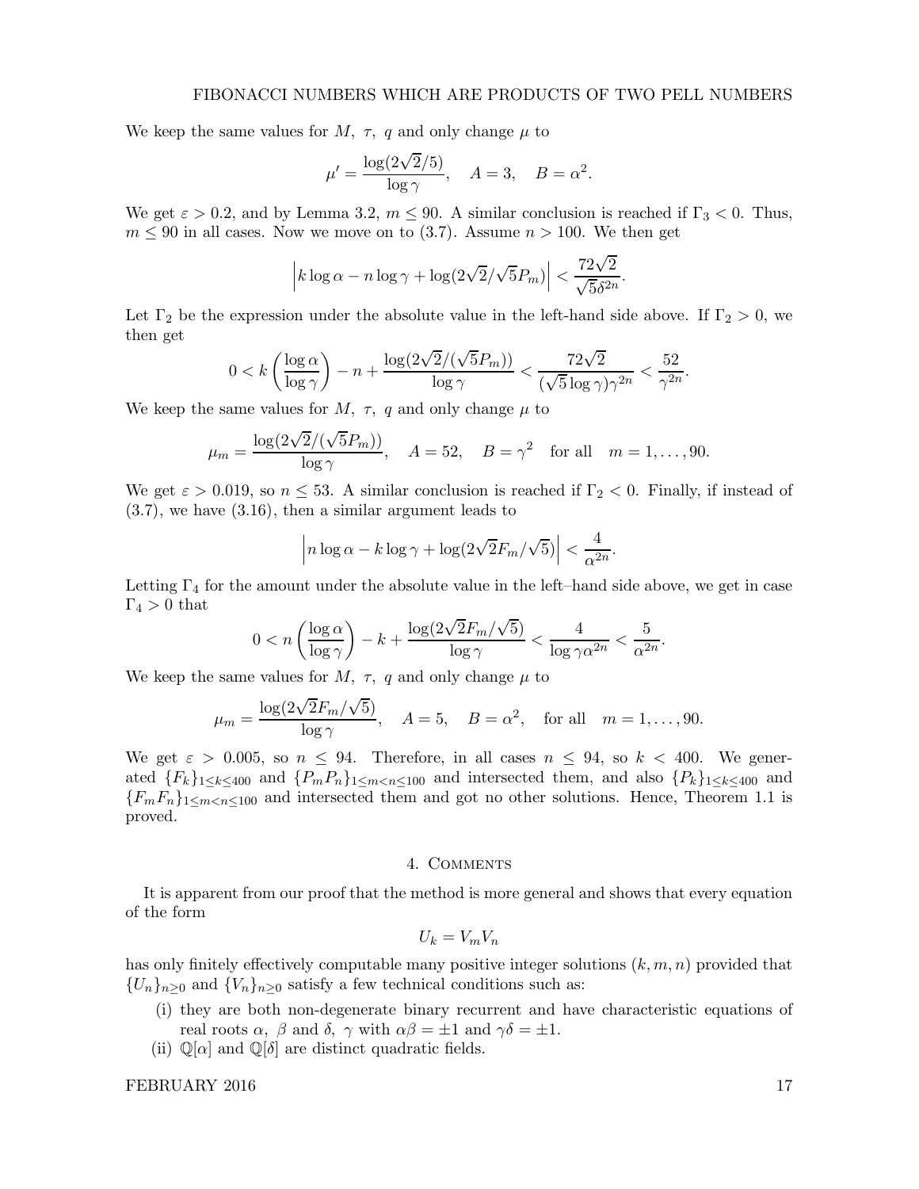We keep the same values for $M$, $\tau$, $q$ and only change $\mu$ to

$$\mu' = \frac{\log(2\sqrt{2}/5)}{\log \gamma}, \quad A = 3, \quad B = \alpha^2.$$

We get $\varepsilon > 0.2$, and by Lemma 3.2, $m \leq 90$. A similar conclusion is reached if $\Gamma_3 < 0$. Thus, $m \leq 90$ in all cases. Now we move on to (3.7). Assume $n > 100$. We then get

$$\left| k \log \alpha - n \log \gamma + \log(2\sqrt{2}/\sqrt{5}P_m) \right| < \frac{72\sqrt{2}}{\sqrt{5}\delta^{2n}}.$$

Let $\Gamma_2$ be the expression under the absolute value in the left-hand side above. If $\Gamma_2 > 0$, we then get

$$0 < k\left(\frac{\log \alpha}{\log \gamma}\right) - n + \frac{\log(2\sqrt{2}/(\sqrt{5}P_m))}{\log \gamma} < \frac{72\sqrt{2}}{(\sqrt{5}\log \gamma)\gamma^{2n}} < \frac{52}{\gamma^{2n}}.$$

We keep the same values for $M$, $\tau$, $q$ and only change $\mu$ to

$$\mu_m = \frac{\log(2\sqrt{2}/(\sqrt{5}P_m))}{\log \gamma}, \quad A = 52, \quad B = \gamma^2 \quad \text{for all} \quad m = 1, \ldots, 90.$$

We get $\varepsilon > 0.019$, so $n \leq 53$. A similar conclusion is reached if $\Gamma_2 < 0$. Finally, if instead of (3.7), we have (3.16), then a similar argument leads to

$$\left| n \log \alpha - k \log \gamma + \log(2\sqrt{2}F_m/\sqrt{5}) \right| < \frac{4}{\alpha^{2n}}.$$

Letting $\Gamma_4$ for the amount under the absolute value in the left–hand side above, we get in case $\Gamma_4 > 0$ that

$$0 < n\left(\frac{\log \alpha}{\log \gamma}\right) - k + \frac{\log(2\sqrt{2}F_m/\sqrt{5})}{\log \gamma} < \frac{4}{\log \gamma \alpha^{2n}} < \frac{5}{\alpha^{2n}}.$$

We keep the same values for $M$, $\tau$, $q$ and only change $\mu$ to

$$\mu_m = \frac{\log(2\sqrt{2}F_m/\sqrt{5})}{\log \gamma}, \quad A = 5, \quad B = \alpha^2, \quad \text{for all} \quad m = 1, \ldots, 90.$$

We get $\varepsilon > 0.005$, so $n \leq 94$. Therefore, in all cases $n \leq 94$, so $k < 400$. We generated $\{F_k\}_{1 \leq k \leq 400}$ and $\{P_m P_n\}_{1 \leq m < n \leq 100}$ and intersected them, and also $\{P_k\}_{1 \leq k \leq 400}$ and $\{F_m F_n\}_{1 \leq m < n \leq 100}$ and intersected them and got no other solutions. Hence, Theorem 1.1 is proved.

## 4. Comments

It is apparent from our proof that the method is more general and shows that every equation of the form

$$U_k = V_m V_n$$

has only finitely effectively computable many positive integer solutions $(k, m, n)$ provided that $\{U_n\}_{n \geq 0}$ and $\{V_n\}_{n \geq 0}$ satisfy a few technical conditions such as:

(i) they are both non-degenerate binary recurrent and have characteristic equations of real roots $\alpha$, $\beta$ and $\delta$, $\gamma$ with $\alpha\beta = \pm 1$ and $\gamma\delta = \pm 1$.

(ii) $\mathbb{Q}[\alpha]$ and $\mathbb{Q}[\delta]$ are distinct quadratic fields.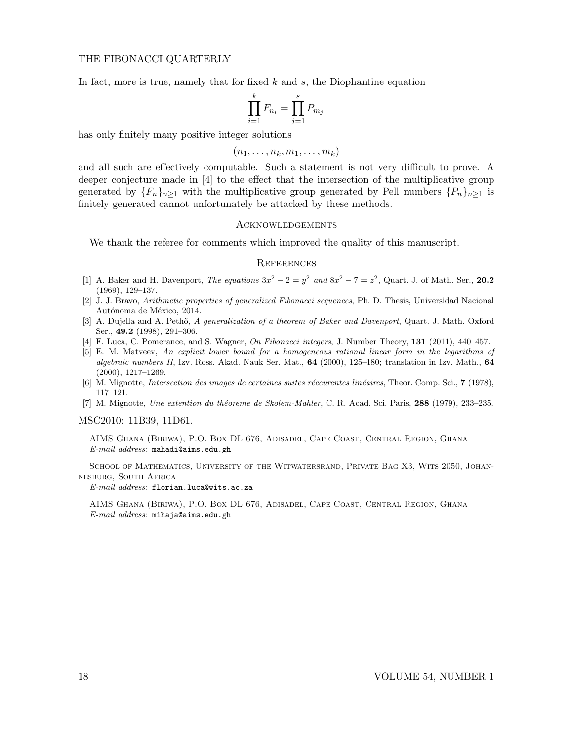In fact, more is true, namely that for fixed $k$ and $s$, the Diophantine equation

$$\prod_{i=1}^{k} F_{n_i} = \prod_{j=1}^{s} P_{m_j}$$

has only finitely many positive integer solutions

$$(n_1, \ldots, n_k, m_1, \ldots, m_k)$$

and all such are effectively computable. Such a statement is not very difficult to prove. A deeper conjecture made in [4] to the effect that the intersection of the multiplicative group generated by $\{F_n\}_{n\geq 1}$ with the multiplicative group generated by Pell numbers $\{P_n\}_{n\geq 1}$ is finitely generated cannot unfortunately be attacked by these methods.

## Acknowledgements

We thank the referee for comments which improved the quality of this manuscript.

## References

[1] A. Baker and H. Davenport, *The equations $3x^2 - 2 = y^2$ and $8x^2 - 7 = z^2$*, Quart. J. of Math. Ser., **20.2** (1969), 129–137.

[2] J. J. Bravo, *Arithmetic properties of generalized Fibonacci sequences*, Ph. D. Thesis, Universidad Nacional Autónoma de México, 2014.

[3] A. Dujella and A. Pethő, *A generalization of a theorem of Baker and Davenport*, Quart. J. Math. Oxford Ser., **49.2** (1998), 291–306.

[4] F. Luca, C. Pomerance, and S. Wagner, *On Fibonacci integers*, J. Number Theory, **131** (2011), 440–457.

[5] E. M. Matveev, *An explicit lower bound for a homogeneous rational linear form in the logarithms of algebraic numbers II*, Izv. Ross. Akad. Nauk Ser. Mat., **64** (2000), 125–180; translation in Izv. Math., **64** (2000), 1217–1269.

[6] M. Mignotte, *Intersection des images de certaines suites réccurentes linéaires*, Theor. Comp. Sci., **7** (1978), 117–121.

[7] M. Mignotte, *Une extention du théoreme de Skolem-Mahler*, C. R. Acad. Sci. Paris, **288** (1979), 233–235.

MSC2010: 11B39, 11D61.

AIMS Ghana (Biriwa), P.O. Box DL 676, Adisadel, Cape Coast, Central Region, Ghana
*E-mail address*: mahadi@aims.edu.gh

School of Mathematics, University of the Witwatersrand, Private Bag X3, Wits 2050, Johannesburg, South Africa
*E-mail address*: florian.luca@wits.ac.za

AIMS Ghana (Biriwa), P.O. Box DL 676, Adisadel, Cape Coast, Central Region, Ghana
*E-mail address*: mihaja@aims.edu.gh